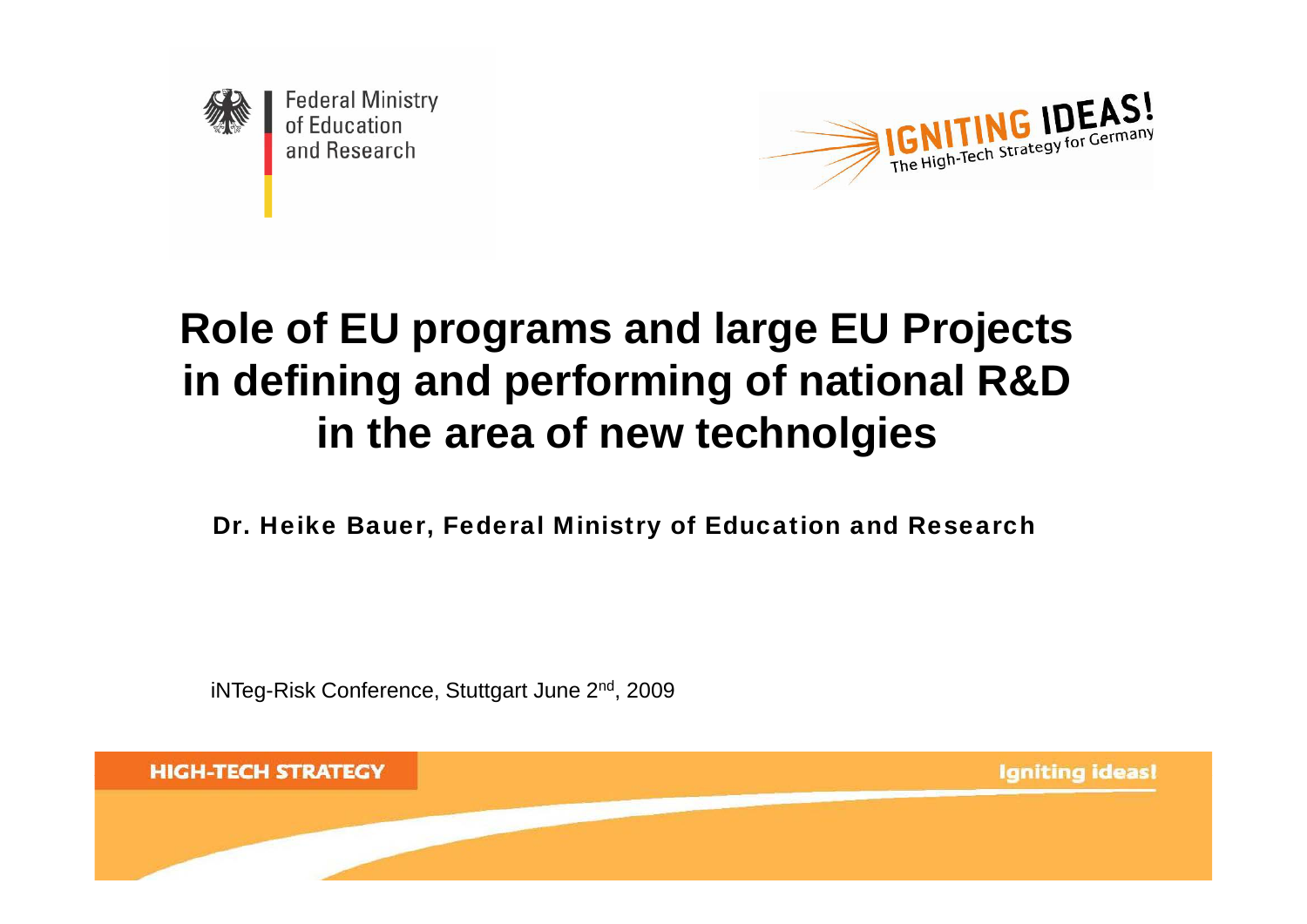Federal Ministry of Education and Research

IGNITING IDEAS! The High-Tech Strategy for Germany

# Role of EU programs and large EU Projects in defining and performing of national R&D in the area of new technolgies

**Dr. Heike Bauer, Federal Ministry of Education and Research**

iNTeg-Risk Conference, Stuttgart June 2nd, 2009

HIGH-TECH STRATEGY

Igniting ideas!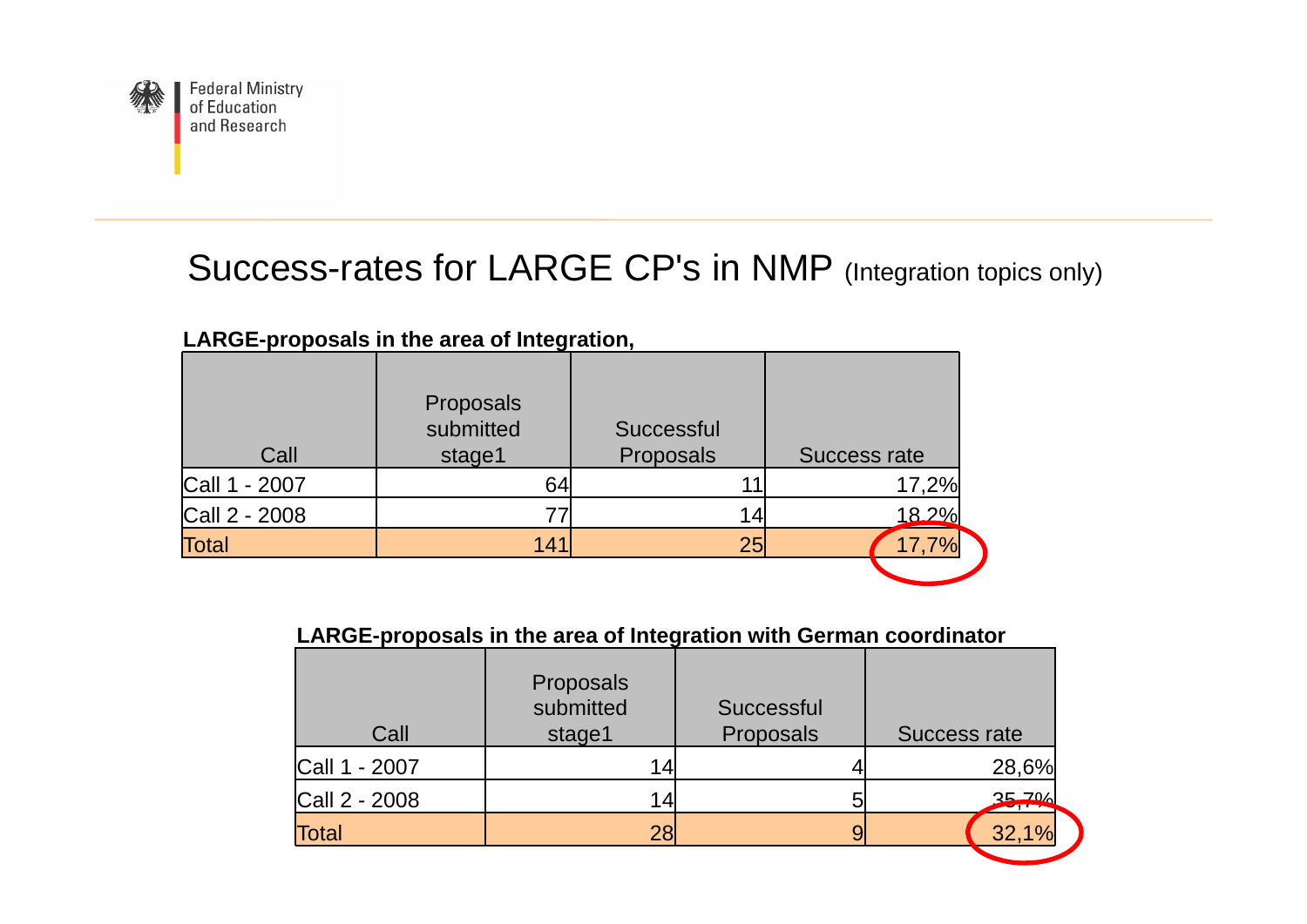# Success-rates for LARGE CP's in NMP (Integration topics only)

**LARGE-proposals in the area of Integration,**

| Call | Proposals submitted stage1 | Successful Proposals | Success rate |
|---|---|---|---|
| Call 1 - 2007 | 64 | 11 | 17,2% |
| Call 2 - 2008 | 77 | 14 | 18,2% |
| Total | 141 | 25 | 17,7% |

**LARGE-proposals in the area of Integration with German coordinator**

| Call | Proposals submitted stage1 | Successful Proposals | Success rate |
|---|---|---|---|
| Call 1 - 2007 | 14 | 4 | 28,6% |
| Call 2 - 2008 | 14 | 5 | 35,7% |
| Total | 28 | 9 | 32,1% |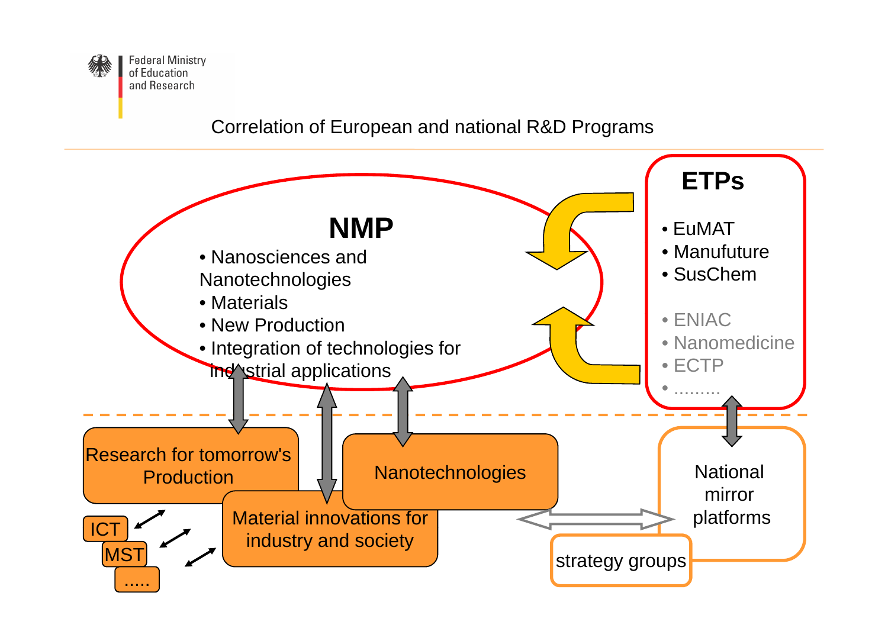# Correlation of European and national R&D Programs

## NMP

- Nanosciences and Nanotechnologies
- Materials
- New Production
- Integration of technologies for industrial applications

## ETPs

- EuMAT
- Manufuture
- SusChem
- ENIAC
- Nanomedicine
- ECTP
- .........

Research for tomorrow's Production

Nanotechnologies

Material innovations for industry and society

ICT

MST

.....

National mirror platforms

strategy groups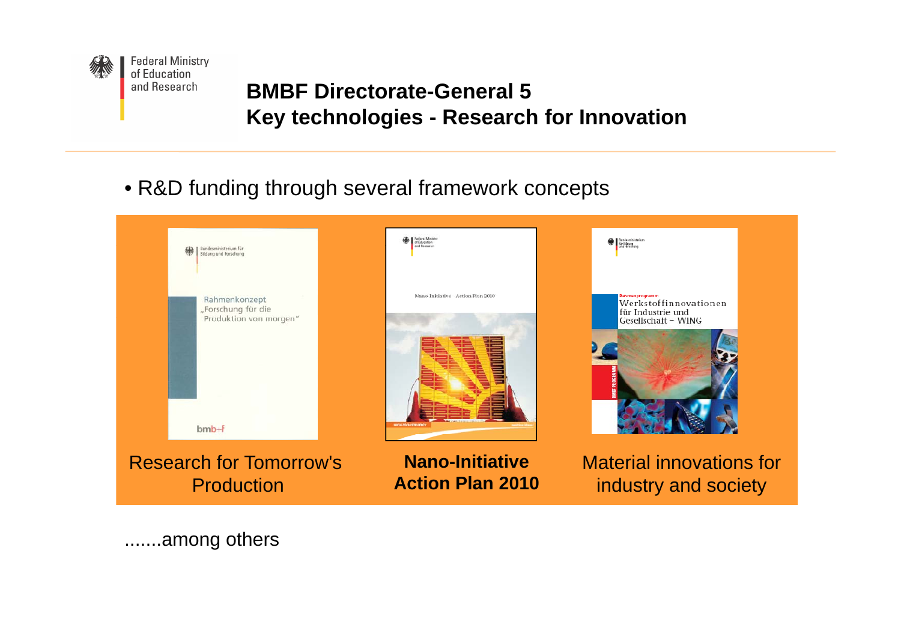Federal Ministry of Education and Research

## BMBF Directorate-General 5
## Key technologies - Research for Innovation

- R&D funding through several framework concepts

| Research for Tomorrow's Production | **Nano-Initiative Action Plan 2010** | Material innovations for industry and society |
|---|---|---|

.......among others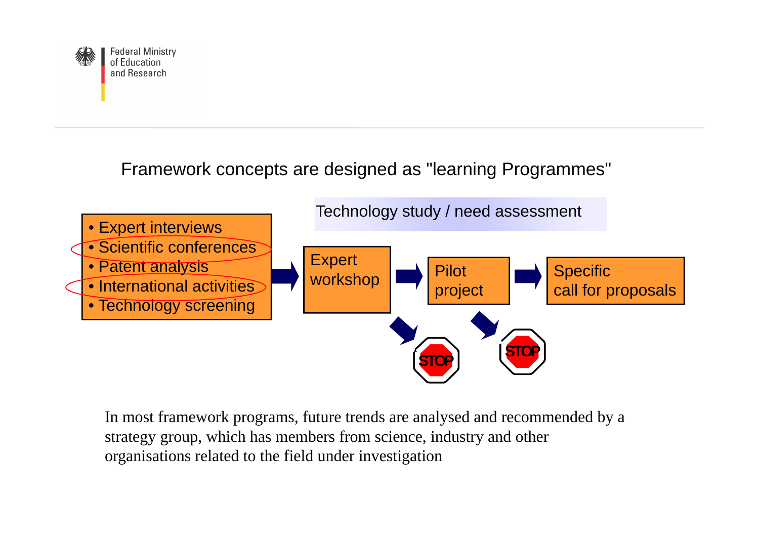Federal Ministry
of Education
and Research

## Framework concepts are designed as "learning Programmes"

- Expert interviews
- Scientific conferences
- Patent analysis
- International activities
- Technology screening

Technology study / need assessment

Expert workshop → Pilot project → Specific call for proposals

STOP

STOP

In most framework programs, future trends are analysed and recommended by a strategy group, which has members from science, industry and other organisations related to the field under investigation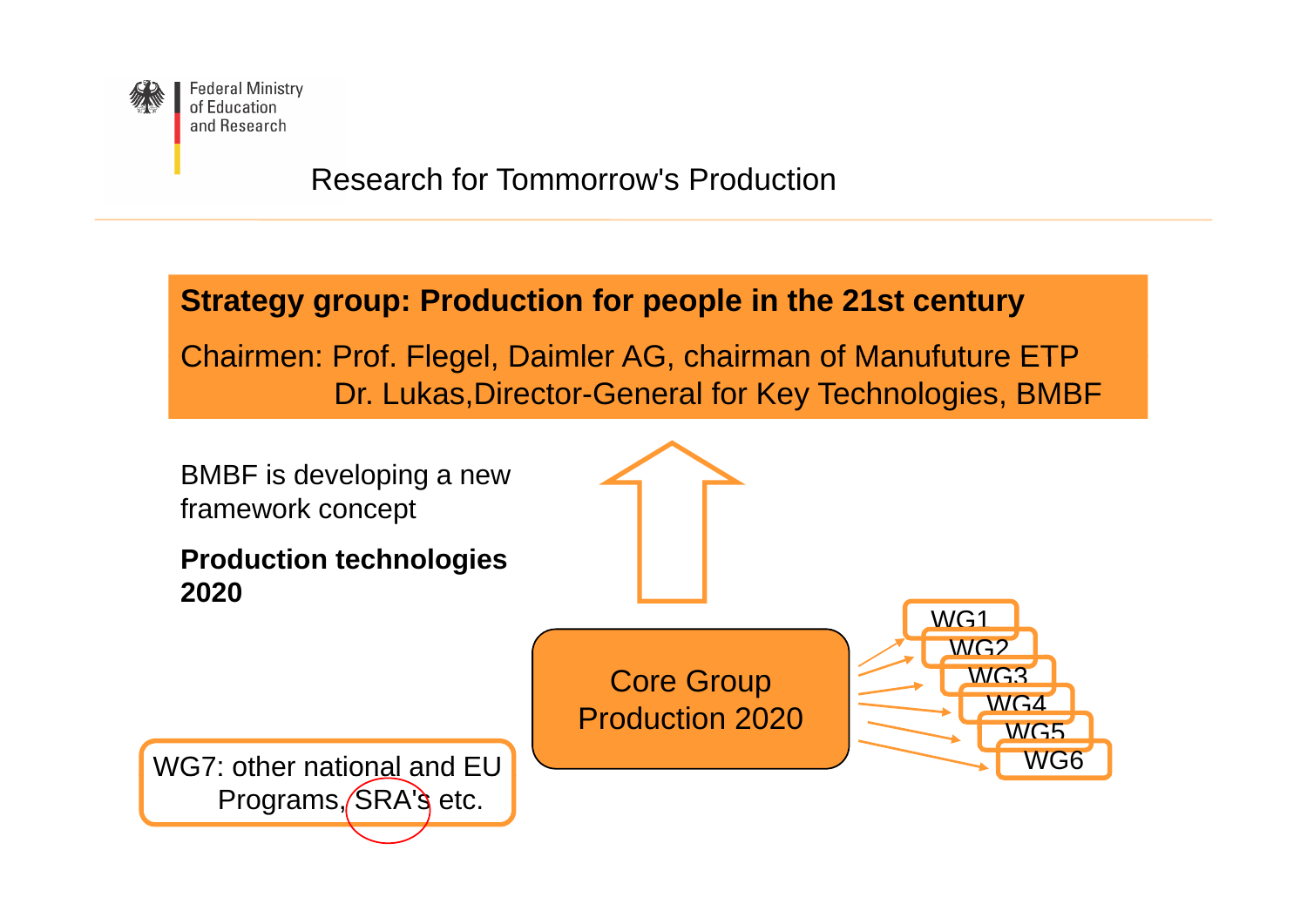Federal Ministry of Education and Research

Research for Tommorrow's Production

**Strategy group: Production for people in the 21st century**

Chairmen: Prof. Flegel, Daimler AG, chairman of Manufuture ETP
Dr. Lukas,Director-General for Key Technologies, BMBF

BMBF is developing a new framework concept

**Production technologies 2020**

Core Group Production 2020

WG1

WG2

WG3

WG4

WG5

WG6

WG7: other national and EU Programs, SRA's etc.